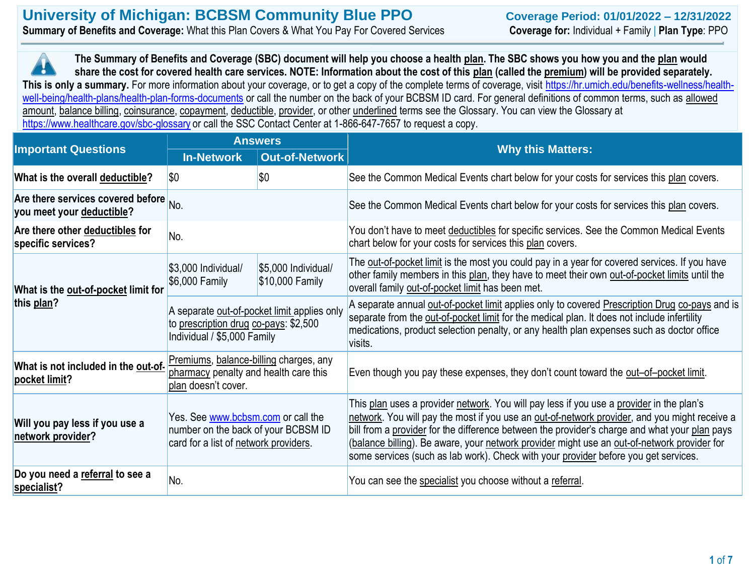# University of Michigan: BCBSM Community Blue PPO

**Summary of Benefits and Coverage:** What this Plan Covers & What You Pay For Covered Services

**Coverage Period: 01/01/2022 – 12/31/2022**

**Coverage for:** Individual + Family | **Plan Type**: PPO

**The Summary of Benefits and Coverage (SBC) document will help you choose a health plan. The SBC shows you how you and the plan would share the cost for covered health care services. NOTE: Information about the cost of this plan (called the premium) will be provided separately. This is only a summary.** For more information about your coverage, or to get a copy of the complete terms of coverage, visit https://hr.umich.edu/benefits-wellness/health-well-being/health-plans/health-plan-forms-documents or call the number on the back of your BCBSM ID card. For general definitions of common terms, such as allowed amount, balance billing, coinsurance, copayment, deductible, provider, or other underlined terms see the Glossary. You can view the Glossary at https://www.healthcare.gov/sbc-glossary or call the SSC Contact Center at 1-866-647-7657 to request a copy.

| Important Questions | Answers | | Why this Matters: |
|---|---|---|---|
| | **In-Network** | **Out-of-Network** | |
| **What is the overall deductible?** | $0 | $0 | See the Common Medical Events chart below for your costs for services this plan covers. |
| **Are there services covered before you meet your deductible?** | No. | | See the Common Medical Events chart below for your costs for services this plan covers. |
| **Are there other deductibles for specific services?** | No. | | You don't have to meet deductibles for specific services. See the Common Medical Events chart below for your costs for services this plan covers. |
| **What is the out-of-pocket limit for this plan?** | $3,000 Individual/ $6,000 Family | $5,000 Individual/ $10,000 Family | The out-of-pocket limit is the most you could pay in a year for covered services. If you have other family members in this plan, they have to meet their own out-of-pocket limits until the overall family out-of-pocket limit has been met. |
| | A separate out-of-pocket limit applies only to prescription drug co-pays: $2,500 Individual / $5,000 Family | | A separate annual out-of-pocket limit applies only to covered Prescription Drug co-pays and is separate from the out-of-pocket limit for the medical plan. It does not include infertility medications, product selection penalty, or any health plan expenses such as doctor office visits. |
| **What is not included in the out-of-pocket limit?** | Premiums, balance-billing charges, any pharmacy penalty and health care this plan doesn't cover. | | Even though you pay these expenses, they don't count toward the out–of–pocket limit. |
| **Will you pay less if you use a network provider?** | Yes. See www.bcbsm.com or call the number on the back of your BCBSM ID card for a list of network providers. | | This plan uses a provider network. You will pay less if you use a provider in the plan's network. You will pay the most if you use an out-of-network provider, and you might receive a bill from a provider for the difference between the provider's charge and what your plan pays (balance billing). Be aware, your network provider might use an out-of-network provider for some services (such as lab work). Check with your provider before you get services. |
| **Do you need a referral to see a specialist?** | No. | | You can see the specialist you choose without a referral. |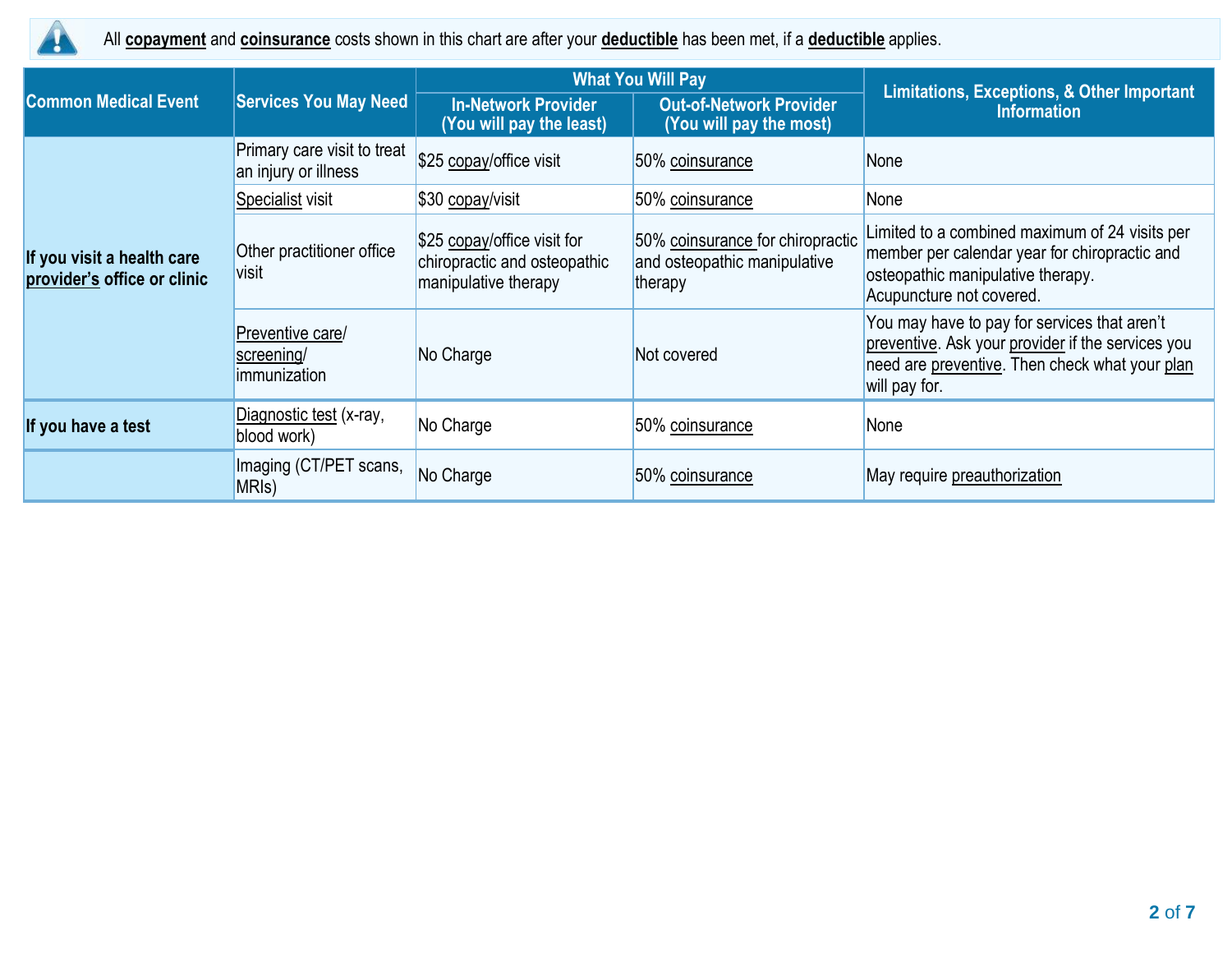All **copayment** and **coinsurance** costs shown in this chart are after your **deductible** has been met, if a **deductible** applies.

| Common Medical Event | Services You May Need | What You Will Pay | | Limitations, Exceptions, & Other Important Information |
|---|---|---|---|---|
| | | In-Network Provider (You will pay the least) | Out-of-Network Provider (You will pay the most) | |
| If you visit a health care provider's office or clinic | Primary care visit to treat an injury or illness | $25 copay/office visit | 50% coinsurance | None |
| | Specialist visit | $30 copay/visit | 50% coinsurance | None |
| | Other practitioner office visit | $25 copay/office visit for chiropractic and osteopathic manipulative therapy | 50% coinsurance for chiropractic and osteopathic manipulative therapy | Limited to a combined maximum of 24 visits per member per calendar year for chiropractic and osteopathic manipulative therapy. Acupuncture not covered. |
| | Preventive care/ screening/ immunization | No Charge | Not covered | You may have to pay for services that aren't preventive. Ask your provider if the services you need are preventive. Then check what your plan will pay for. |
| If you have a test | Diagnostic test (x-ray, blood work) | No Charge | 50% coinsurance | None |
| | Imaging (CT/PET scans, MRIs) | No Charge | 50% coinsurance | May require preauthorization |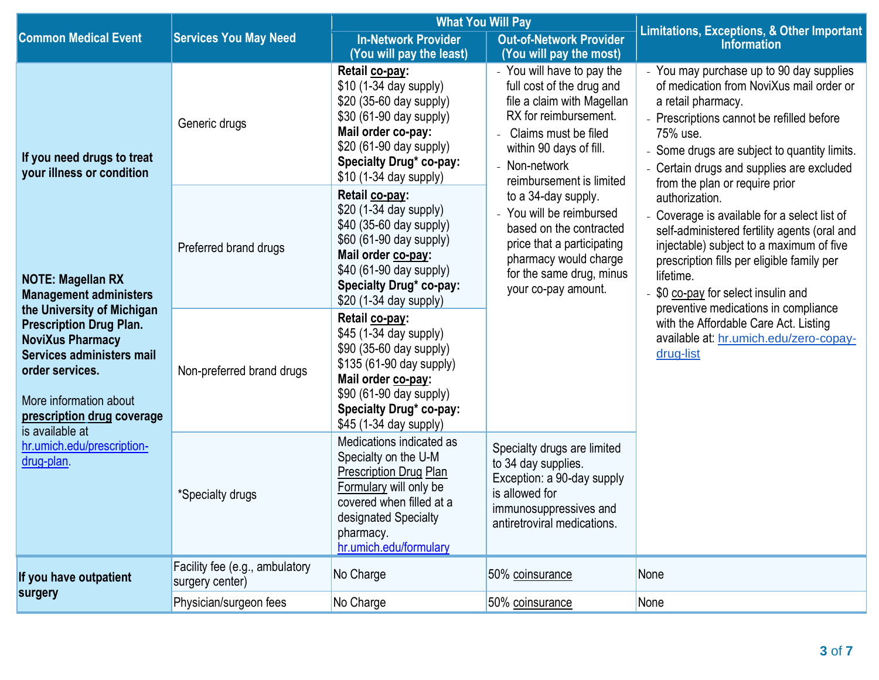| Common Medical Event | Services You May Need | What You Will Pay | | Limitations, Exceptions, & Other Important Information |
|---|---|---|---|---|
| | | **In-Network Provider (You will pay the least)** | **Out-of-Network Provider (You will pay the most)** | |
| **If you need drugs to treat your illness or condition**<br><br>**NOTE: Magellan RX Management administers the University of Michigan Prescription Drug Plan. NoviXus Pharmacy Services administers mail order services.**<br><br>More information about **prescription drug** coverage is available at hr.umich.edu/prescription-drug-plan. | Generic drugs | **Retail co-pay:**<br>$10 (1-34 day supply)<br>$20 (35-60 day supply)<br>$30 (61-90 day supply)<br>**Mail order co-pay:**<br>$20 (61-90 day supply)<br>**Specialty Drug* co-pay:**<br>$10 (1-34 day supply) | - You will have to pay the full cost of the drug and file a claim with Magellan RX for reimbursement.<br>- Claims must be filed within 90 days of fill.<br>- Non-network reimbursement is limited to a 34-day supply.<br>- You will be reimbursed based on the contracted price that a participating pharmacy would charge for the same drug, minus your co-pay amount. | - You may purchase up to 90 day supplies of medication from NoviXus mail order or a retail pharmacy.<br>- Prescriptions cannot be refilled before 75% use.<br>- Some drugs are subject to quantity limits.<br>- Certain drugs and supplies are excluded from the plan or require prior authorization.<br>- Coverage is available for a select list of self-administered fertility agents (oral and injectable) subject to a maximum of five prescription fills per eligible family per lifetime.<br>- $0 co-pay for select insulin and preventive medications in compliance with the Affordable Care Act. Listing available at: hr.umich.edu/zero-copay-drug-list |
| | Preferred brand drugs | **Retail co-pay:**<br>$20 (1-34 day supply)<br>$40 (35-60 day supply)<br>$60 (61-90 day supply)<br>**Mail order co-pay:**<br>$40 (61-90 day supply)<br>**Specialty Drug* co-pay:**<br>$20 (1-34 day supply) | | |
| | Non-preferred brand drugs | **Retail co-pay:**<br>$45 (1-34 day supply)<br>$90 (35-60 day supply)<br>$135 (61-90 day supply)<br>**Mail order co-pay:**<br>$90 (61-90 day supply)<br>**Specialty Drug* co-pay:**<br>$45 (1-34 day supply) | | |
| | *Specialty drugs | Medications indicated as Specialty on the U-M Prescription Drug Plan Formulary will only be covered when filled at a designated Specialty pharmacy. hr.umich.edu/formulary | Specialty drugs are limited to 34 day supplies. Exception: a 90-day supply is allowed for immunosuppressives and antiretroviral medications. | |
| **If you have outpatient surgery** | Facility fee (e.g., ambulatory surgery center) | No Charge | 50% coinsurance | None |
| | Physician/surgeon fees | No Charge | 50% coinsurance | None |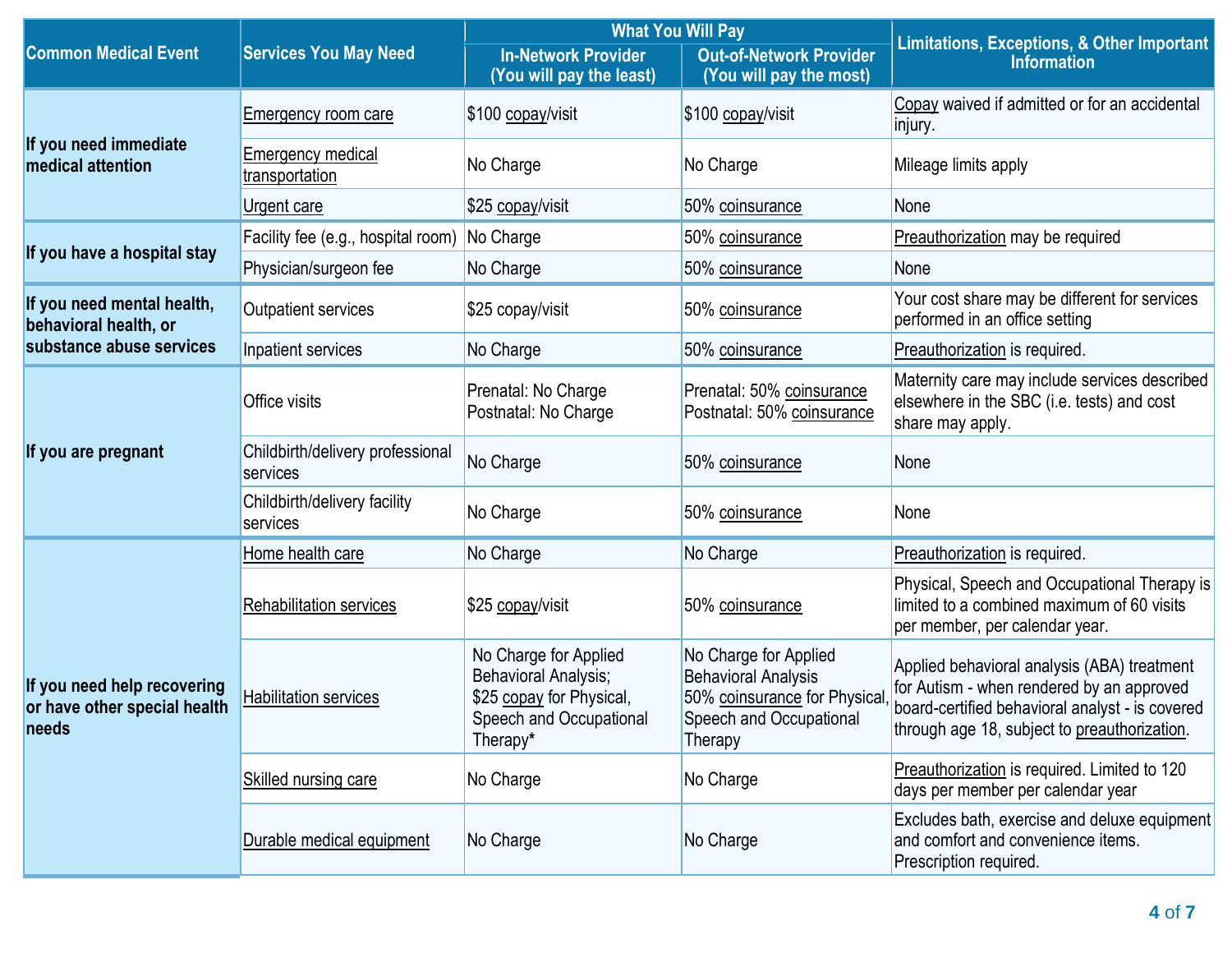| Common Medical Event | Services You May Need | What You Will Pay | | Limitations, Exceptions, & Other Important Information |
|---|---|---|---|---|
| | | In-Network Provider (You will pay the least) | Out-of-Network Provider (You will pay the most) | |
| If you need immediate medical attention | Emergency room care | $100 copay/visit | $100 copay/visit | Copay waived if admitted or for an accidental injury. |
| | Emergency medical transportation | No Charge | No Charge | Mileage limits apply |
| | Urgent care | $25 copay/visit | 50% coinsurance | None |
| If you have a hospital stay | Facility fee (e.g., hospital room) | No Charge | 50% coinsurance | Preauthorization may be required |
| | Physician/surgeon fee | No Charge | 50% coinsurance | None |
| If you need mental health, behavioral health, or substance abuse services | Outpatient services | $25 copay/visit | 50% coinsurance | Your cost share may be different for services performed in an office setting |
| | Inpatient services | No Charge | 50% coinsurance | Preauthorization is required. |
| If you are pregnant | Office visits | Prenatal: No Charge<br>Postnatal: No Charge | Prenatal: 50% coinsurance<br>Postnatal: 50% coinsurance | Maternity care may include services described elsewhere in the SBC (i.e. tests) and cost share may apply. |
| | Childbirth/delivery professional services | No Charge | 50% coinsurance | None |
| | Childbirth/delivery facility services | No Charge | 50% coinsurance | None |
| If you need help recovering or have other special health needs | Home health care | No Charge | No Charge | Preauthorization is required. |
| | Rehabilitation services | $25 copay/visit | 50% coinsurance | Physical, Speech and Occupational Therapy is limited to a combined maximum of 60 visits per member, per calendar year. |
| | Habilitation services | No Charge for Applied Behavioral Analysis;<br>$25 copay for Physical, Speech and Occupational Therapy* | No Charge for Applied Behavioral Analysis<br>50% coinsurance for Physical, Speech and Occupational Therapy | Applied behavioral analysis (ABA) treatment for Autism - when rendered by an approved board-certified behavioral analyst - is covered through age 18, subject to preauthorization. |
| | Skilled nursing care | No Charge | No Charge | Preauthorization is required. Limited to 120 days per member per calendar year |
| | Durable medical equipment | No Charge | No Charge | Excludes bath, exercise and deluxe equipment and comfort and convenience items. Prescription required. |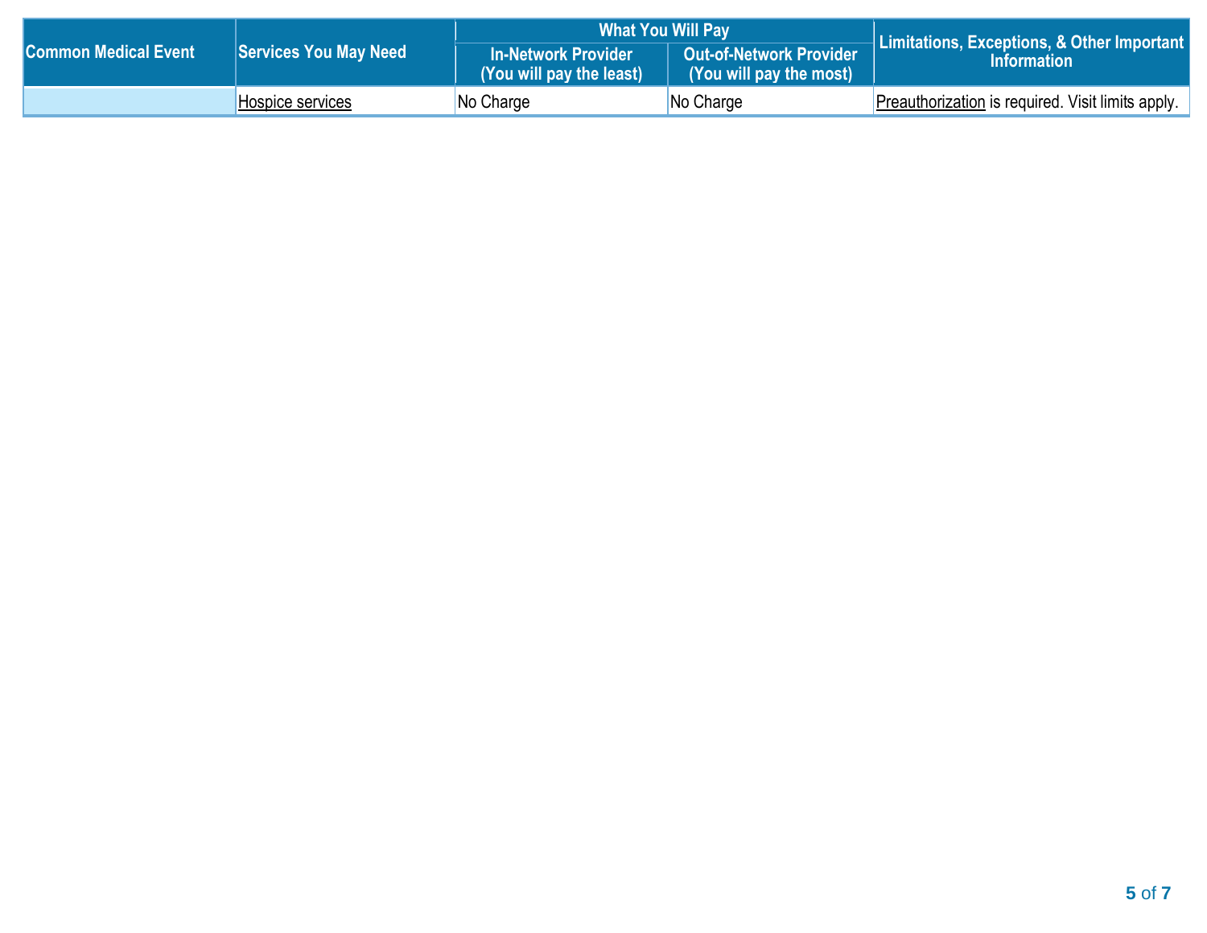| Common Medical Event | Services You May Need | What You Will Pay | | Limitations, Exceptions, & Other Important Information |
|---|---|---|---|---|
| | | In-Network Provider (You will pay the least) | Out-of-Network Provider (You will pay the most) | |
| | Hospice services | No Charge | No Charge | Preauthorization is required. Visit limits apply. |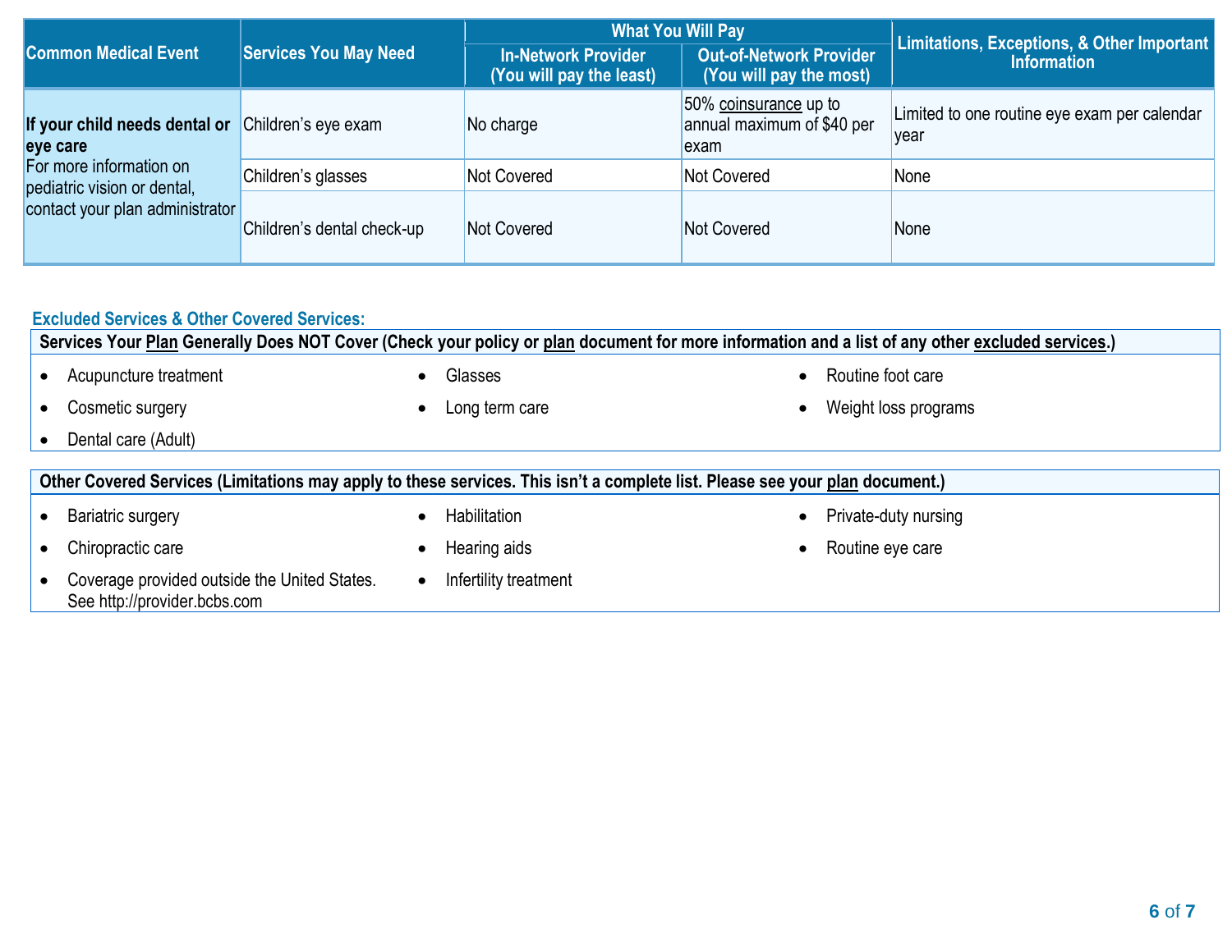| Common Medical Event | Services You May Need | What You Will Pay | | Limitations, Exceptions, & Other Important Information |
|---|---|---|---|---|
| | | In-Network Provider (You will pay the least) | Out-of-Network Provider (You will pay the most) | |
| **If your child needs dental or eye care** For more information on pediatric vision or dental, contact your plan administrator | Children's eye exam | No charge | 50% coinsurance up to annual maximum of $40 per exam | Limited to one routine eye exam per calendar year |
| | Children's glasses | Not Covered | Not Covered | None |
| | Children's dental check-up | Not Covered | Not Covered | None |

## Excluded Services & Other Covered Services:

**Services Your Plan Generally Does NOT Cover (Check your policy or plan document for more information and a list of any other excluded services.)**

- Acupuncture treatment
- Cosmetic surgery
- Dental care (Adult)
- Glasses
- Long term care
- Routine foot care
- Weight loss programs

**Other Covered Services (Limitations may apply to these services. This isn't a complete list. Please see your plan document.)**

- Bariatric surgery
- Chiropractic care
- Coverage provided outside the United States. See http://provider.bcbs.com
- Habilitation
- Hearing aids
- Infertility treatment
- Private-duty nursing
- Routine eye care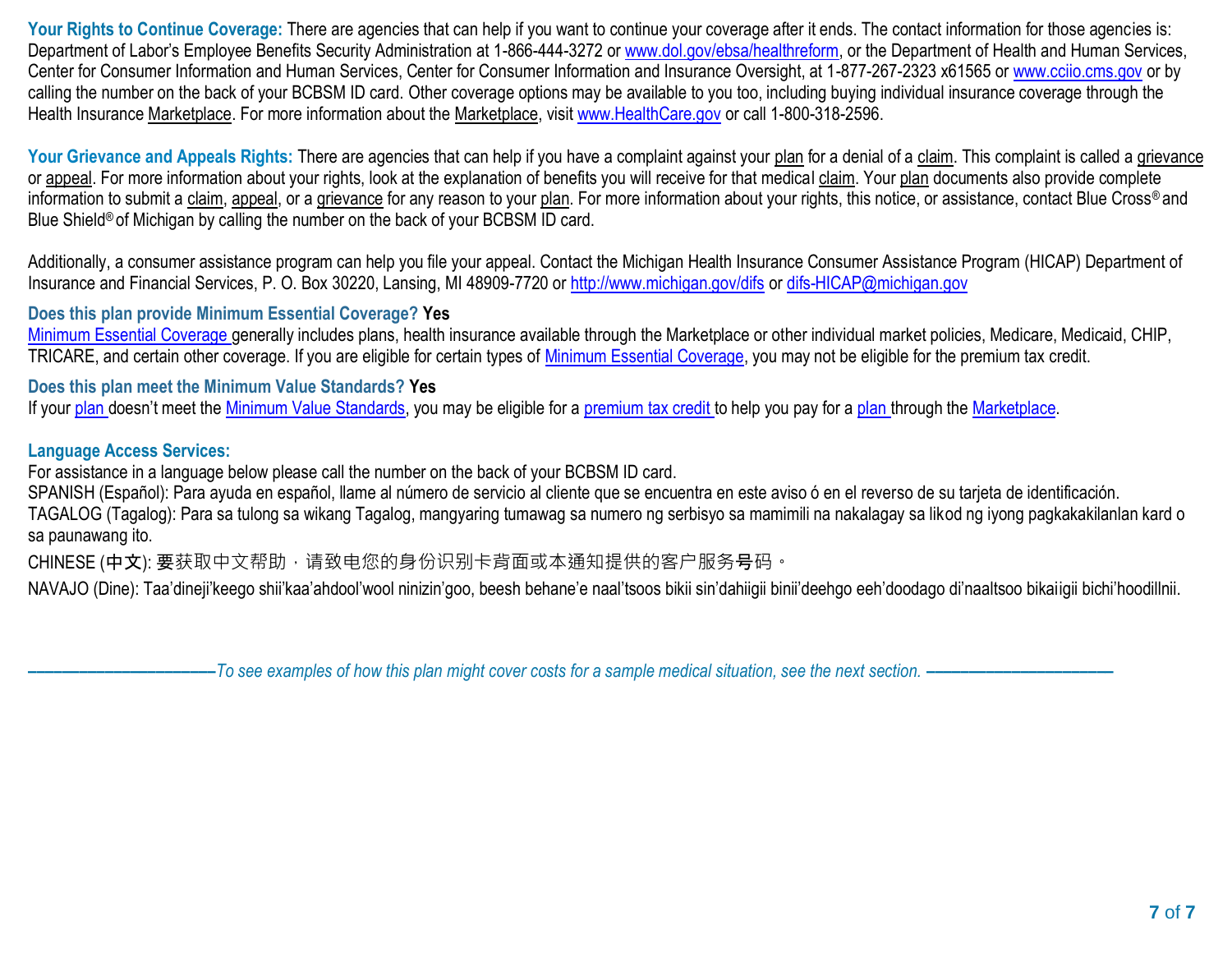**Your Rights to Continue Coverage:** There are agencies that can help if you want to continue your coverage after it ends. The contact information for those agencies is: Department of Labor's Employee Benefits Security Administration at 1-866-444-3272 or www.dol.gov/ebsa/healthreform, or the Department of Health and Human Services, Center for Consumer Information and Human Services, Center for Consumer Information and Insurance Oversight, at 1-877-267-2323 x61565 or www.cciio.cms.gov or by calling the number on the back of your BCBSM ID card. Other coverage options may be available to you too, including buying individual insurance coverage through the Health Insurance Marketplace. For more information about the Marketplace, visit www.HealthCare.gov or call 1-800-318-2596.

**Your Grievance and Appeals Rights:** There are agencies that can help if you have a complaint against your plan for a denial of a claim. This complaint is called a grievance or appeal. For more information about your rights, look at the explanation of benefits you will receive for that medical claim. Your plan documents also provide complete information to submit a claim, appeal, or a grievance for any reason to your plan. For more information about your rights, this notice, or assistance, contact Blue Cross® and Blue Shield® of Michigan by calling the number on the back of your BCBSM ID card.

Additionally, a consumer assistance program can help you file your appeal. Contact the Michigan Health Insurance Consumer Assistance Program (HICAP) Department of Insurance and Financial Services, P. O. Box 30220, Lansing, MI 48909-7720 or http://www.michigan.gov/difs or difs-HICAP@michigan.gov

**Does this plan provide Minimum Essential Coverage? Yes**

Minimum Essential Coverage generally includes plans, health insurance available through the Marketplace or other individual market policies, Medicare, Medicaid, CHIP, TRICARE, and certain other coverage. If you are eligible for certain types of Minimum Essential Coverage, you may not be eligible for the premium tax credit.

**Does this plan meet the Minimum Value Standards? Yes**

If your plan doesn't meet the Minimum Value Standards, you may be eligible for a premium tax credit to help you pay for a plan through the Marketplace.

**Language Access Services:**

For assistance in a language below please call the number on the back of your BCBSM ID card.

SPANISH (Español): Para ayuda en español, llame al número de servicio al cliente que se encuentra en este aviso ó en el reverso de su tarjeta de identificación.

TAGALOG (Tagalog): Para sa tulong sa wikang Tagalog, mangyaring tumawag sa numero ng serbisyo sa mamimili na nakalagay sa likod ng iyong pagkakakilanlan kard o sa paunawang ito.

CHINESE (中文): 要获取中文帮助，请致电您的身份识别卡背面或本通知提供的客户服务号码。

NAVAJO (Dine): Taa'dineji'keego shii'kaa'ahdool'wool ninizin'goo, beesh behane'e naal'tsoos bikii sin'dahiigii binii'deehgo eeh'doodago di'naaltsoo bikaiigii bichi'hoodillnii.

*——————————To see examples of how this plan might cover costs for a sample medical situation, see the next section. ——————————*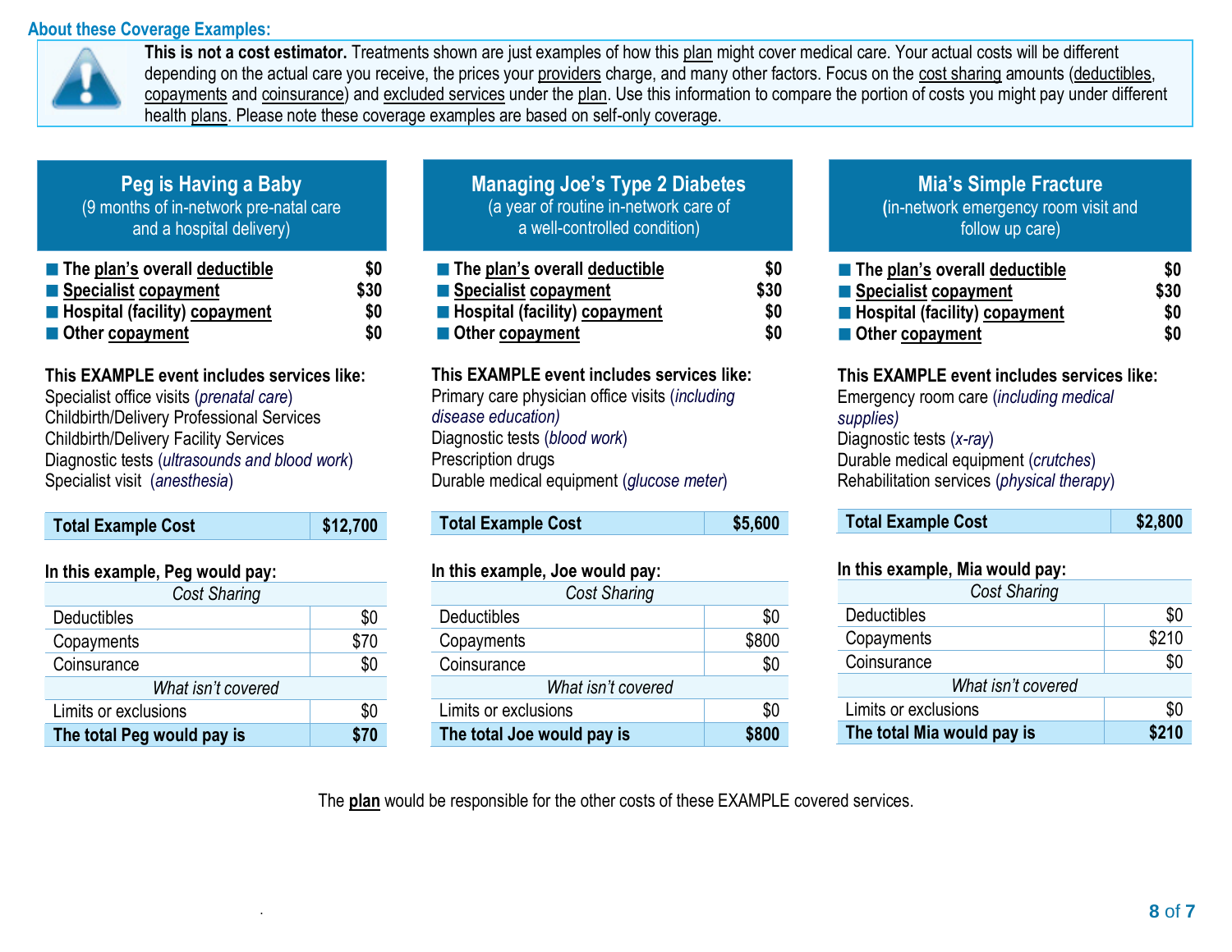## About these Coverage Examples:

**This is not a cost estimator.** Treatments shown are just examples of how this plan might cover medical care. Your actual costs will be different depending on the actual care you receive, the prices your providers charge, and many other factors. Focus on the cost sharing amounts (deductibles, copayments and coinsurance) and excluded services under the plan. Use this information to compare the portion of costs you might pay under different health plans. Please note these coverage examples are based on self-only coverage.

### Peg is Having a Baby
(9 months of in-network pre-natal care and a hospital delivery)

- **The plan's overall deductible** $0
- **Specialist copayment** $30
- **Hospital (facility) copayment** $0
- **Other copayment** $0

**This EXAMPLE event includes services like:**
Specialist office visits (*prenatal care*)
Childbirth/Delivery Professional Services
Childbirth/Delivery Facility Services
Diagnostic tests (*ultrasounds and blood work*)
Specialist visit (*anesthesia*)

| **Total Example Cost** | **$12,700** |
|---|---|

**In this example, Peg would pay:**

| *Cost Sharing* | |
|---|---|
| Deductibles | $0 |
| Copayments | $70 |
| Coinsurance | $0 |
| *What isn't covered* | |
| Limits or exclusions | $0 |
| **The total Peg would pay is** | **$70** |

### Managing Joe's Type 2 Diabetes
(a year of routine in-network care of a well-controlled condition)

- **The plan's overall deductible** $0
- **Specialist copayment** $30
- **Hospital (facility) copayment** $0
- **Other copayment** $0

**This EXAMPLE event includes services like:**
Primary care physician office visits (*including disease education*)
Diagnostic tests (*blood work*)
Prescription drugs
Durable medical equipment (*glucose meter*)

| **Total Example Cost** | **$5,600** |
|---|---|

**In this example, Joe would pay:**

| *Cost Sharing* | |
|---|---|
| Deductibles | $0 |
| Copayments | $800 |
| Coinsurance | $0 |
| *What isn't covered* | |
| Limits or exclusions | $0 |
| **The total Joe would pay is** | **$800** |

### Mia's Simple Fracture
(in-network emergency room visit and follow up care)

- **The plan's overall deductible** $0
- **Specialist copayment** $30
- **Hospital (facility) copayment** $0
- **Other copayment** $0

**This EXAMPLE event includes services like:**
Emergency room care (*including medical supplies*)
Diagnostic tests (*x-ray*)
Durable medical equipment (*crutches*)
Rehabilitation services (*physical therapy*)

| **Total Example Cost** | **$2,800** |
|---|---|

**In this example, Mia would pay:**

| *Cost Sharing* | |
|---|---|
| Deductibles | $0 |
| Copayments | $210 |
| Coinsurance | $0 |
| *What isn't covered* | |
| Limits or exclusions | $0 |
| **The total Mia would pay is** | **$210** |

The **plan** would be responsible for the other costs of these EXAMPLE covered services.